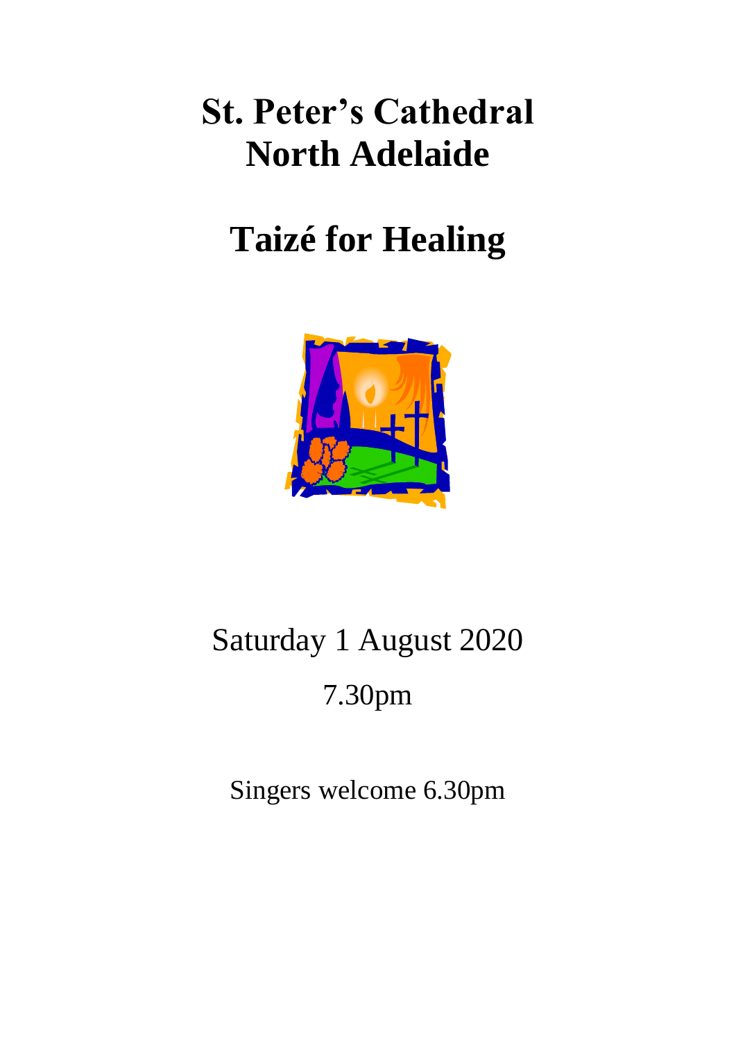# St. Peter's Cathedral North Adelaide

# Taizé for Healing

Saturday 1 August 2020

7.30pm

Singers welcome 6.30pm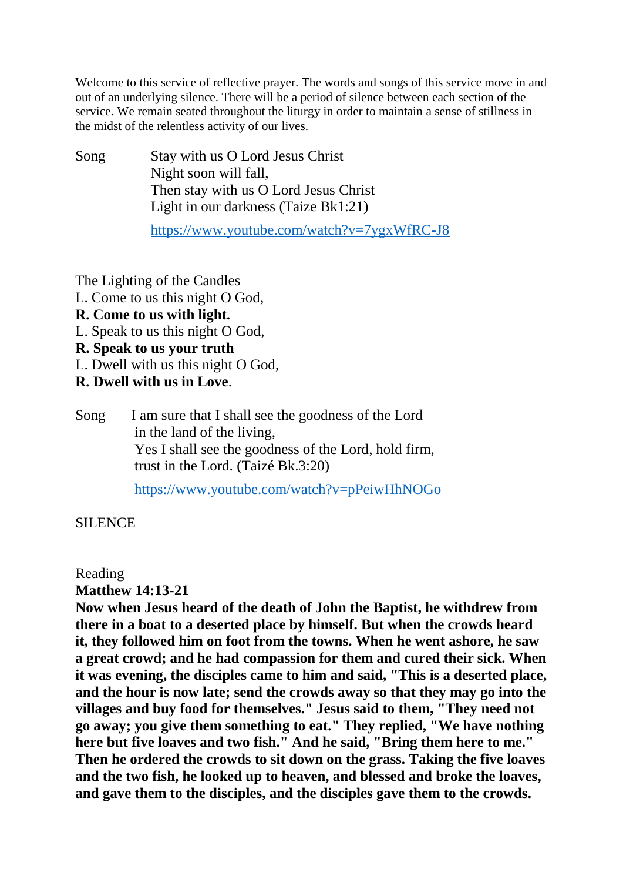Welcome to this service of reflective prayer. The words and songs of this service move in and out of an underlying silence. There will be a period of silence between each section of the service. We remain seated throughout the liturgy in order to maintain a sense of stillness in the midst of the relentless activity of our lives.

Song Stay with us O Lord Jesus Christ
Night soon will fall,
Then stay with us O Lord Jesus Christ
Light in our darkness (Taize Bk1:21)

https://www.youtube.com/watch?v=7ygxWfRC-J8

The Lighting of the Candles
L. Come to us this night O God,
**R. Come to us with light.**
L. Speak to us this night O God,
**R. Speak to us your truth**
L. Dwell with us this night O God,
**R. Dwell with us in Love**.

Song I am sure that I shall see the goodness of the Lord
in the land of the living,
Yes I shall see the goodness of the Lord, hold firm,
trust in the Lord. (Taizé Bk.3:20)

https://www.youtube.com/watch?v=pPeiwHhNOGo

SILENCE

Reading
**Matthew 14:13-21**
**Now when Jesus heard of the death of John the Baptist, he withdrew from there in a boat to a deserted place by himself. But when the crowds heard it, they followed him on foot from the towns. When he went ashore, he saw a great crowd; and he had compassion for them and cured their sick. When it was evening, the disciples came to him and said, "This is a deserted place, and the hour is now late; send the crowds away so that they may go into the villages and buy food for themselves." Jesus said to them, "They need not go away; you give them something to eat." They replied, "We have nothing here but five loaves and two fish." And he said, "Bring them here to me." Then he ordered the crowds to sit down on the grass. Taking the five loaves and the two fish, he looked up to heaven, and blessed and broke the loaves, and gave them to the disciples, and the disciples gave them to the crowds.**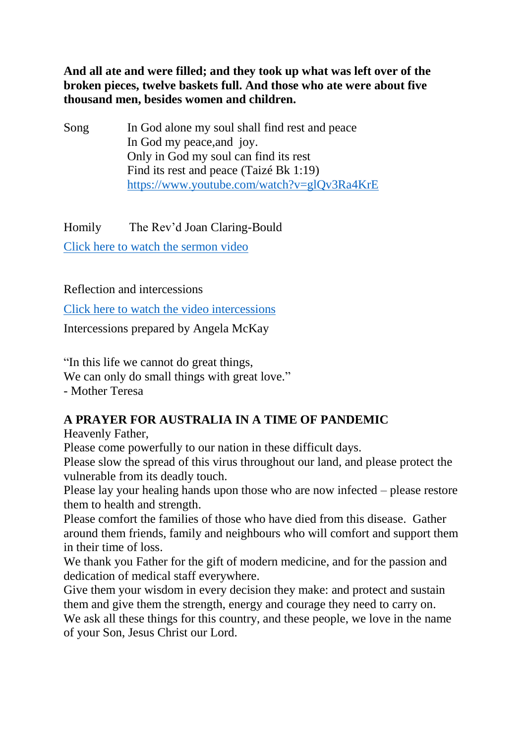**And all ate and were filled; and they took up what was left over of the broken pieces, twelve baskets full. And those who ate were about five thousand men, besides women and children.**

Song    In God alone my soul shall find rest and peace
In God my peace,and joy.
Only in God my soul can find its rest
Find its rest and peace (Taizé Bk 1:19)
https://www.youtube.com/watch?v=glQv3Ra4KrE

Homily    The Rev'd Joan Claring-Bould

Click here to watch the sermon video

Reflection and intercessions

Click here to watch the video intercessions

Intercessions prepared by Angela McKay

"In this life we cannot do great things,
We can only do small things with great love."
- Mother Teresa

**A PRAYER FOR AUSTRALIA IN A TIME OF PANDEMIC**

Heavenly Father,
Please come powerfully to our nation in these difficult days.
Please slow the spread of this virus throughout our land, and please protect the vulnerable from its deadly touch.
Please lay your healing hands upon those who are now infected – please restore them to health and strength.
Please comfort the families of those who have died from this disease. Gather around them friends, family and neighbours who will comfort and support them in their time of loss.
We thank you Father for the gift of modern medicine, and for the passion and dedication of medical staff everywhere.
Give them your wisdom in every decision they make: and protect and sustain them and give them the strength, energy and courage they need to carry on.
We ask all these things for this country, and these people, we love in the name of your Son, Jesus Christ our Lord.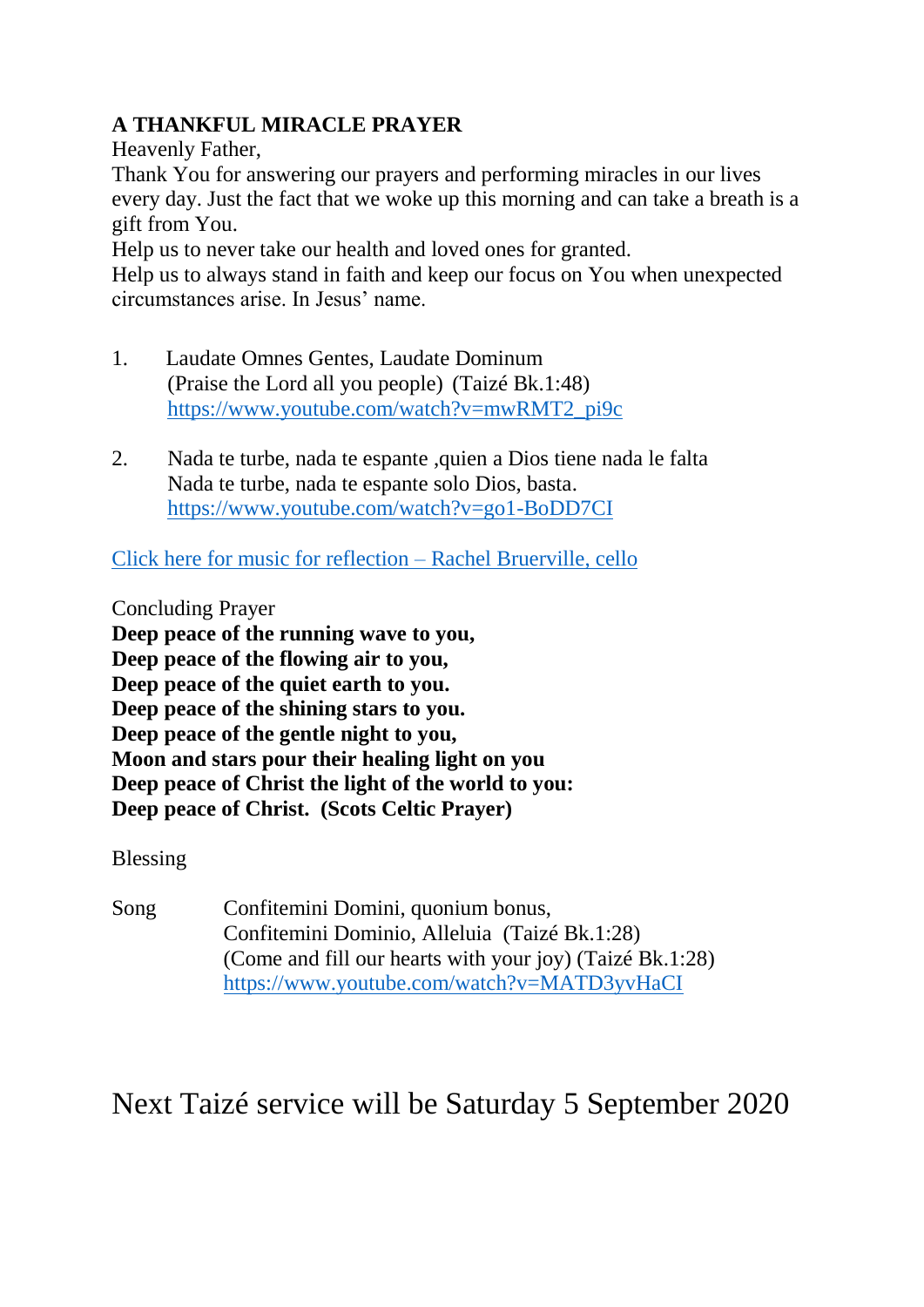**A THANKFUL MIRACLE PRAYER**

Heavenly Father,

Thank You for answering our prayers and performing miracles in our lives every day. Just the fact that we woke up this morning and can take a breath is a gift from You.

Help us to never take our health and loved ones for granted.

Help us to always stand in faith and keep our focus on You when unexpected circumstances arise. In Jesus' name.

1. Laudate Omnes Gentes, Laudate Dominum
   (Praise the Lord all you people) (Taizé Bk.1:48)
   https://www.youtube.com/watch?v=mwRMT2_pi9c

2. Nada te turbe, nada te espante ,quien a Dios tiene nada le falta
   Nada te turbe, nada te espante solo Dios, basta.
   https://www.youtube.com/watch?v=go1-BoDD7CI

Click here for music for reflection – Rachel Bruerville, cello

Concluding Prayer

**Deep peace of the running wave to you,**
**Deep peace of the flowing air to you,**
**Deep peace of the quiet earth to you.**
**Deep peace of the shining stars to you.**
**Deep peace of the gentle night to you,**
**Moon and stars pour their healing light on you**
**Deep peace of Christ the light of the world to you:**
**Deep peace of Christ. (Scots Celtic Prayer)**

Blessing

Song Confitemini Domini, quonium bonus,
Confitemini Dominio, Alleluia (Taizé Bk.1:28)
(Come and fill our hearts with your joy) (Taizé Bk.1:28)
https://www.youtube.com/watch?v=MATD3yvHaCI

# Next Taizé service will be Saturday 5 September 2020